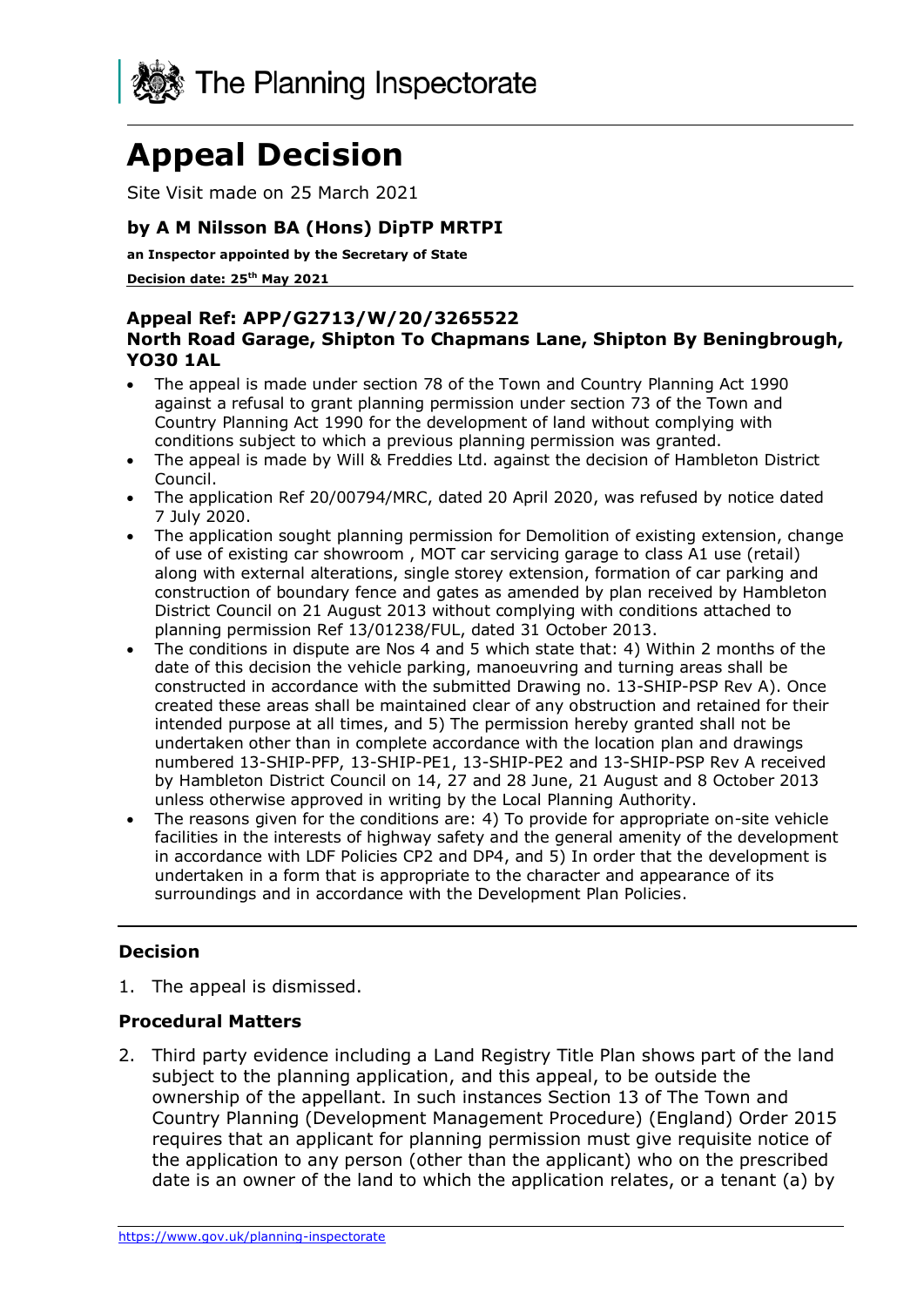The Planning Inspectorate

# Appeal Decision

Site Visit made on 25 March 2021

### by A M Nilsson BA (Hons) DipTP MRTPI

**an Inspector appointed by the Secretary of State**

**Decision date: 25th May 2021**

**Appeal Ref: APP/G2713/W/20/3265522**
**North Road Garage, Shipton To Chapmans Lane, Shipton By Beningbrough, YO30 1AL**

- The appeal is made under section 78 of the Town and Country Planning Act 1990 against a refusal to grant planning permission under section 73 of the Town and Country Planning Act 1990 for the development of land without complying with conditions subject to which a previous planning permission was granted.
- The appeal is made by Will & Freddies Ltd. against the decision of Hambleton District Council.
- The application Ref 20/00794/MRC, dated 20 April 2020, was refused by notice dated 7 July 2020.
- The application sought planning permission for Demolition of existing extension, change of use of existing car showroom , MOT car servicing garage to class A1 use (retail) along with external alterations, single storey extension, formation of car parking and construction of boundary fence and gates as amended by plan received by Hambleton District Council on 21 August 2013 without complying with conditions attached to planning permission Ref 13/01238/FUL, dated 31 October 2013.
- The conditions in dispute are Nos 4 and 5 which state that: 4) Within 2 months of the date of this decision the vehicle parking, manoeuvring and turning areas shall be constructed in accordance with the submitted Drawing no. 13-SHIP-PSP Rev A). Once created these areas shall be maintained clear of any obstruction and retained for their intended purpose at all times, and 5) The permission hereby granted shall not be undertaken other than in complete accordance with the location plan and drawings numbered 13-SHIP-PFP, 13-SHIP-PE1, 13-SHIP-PE2 and 13-SHIP-PSP Rev A received by Hambleton District Council on 14, 27 and 28 June, 21 August and 8 October 2013 unless otherwise approved in writing by the Local Planning Authority.
- The reasons given for the conditions are: 4) To provide for appropriate on-site vehicle facilities in the interests of highway safety and the general amenity of the development in accordance with LDF Policies CP2 and DP4, and 5) In order that the development is undertaken in a form that is appropriate to the character and appearance of its surroundings and in accordance with the Development Plan Policies.

## Decision

1. The appeal is dismissed.

## Procedural Matters

2. Third party evidence including a Land Registry Title Plan shows part of the land subject to the planning application, and this appeal, to be outside the ownership of the appellant. In such instances Section 13 of The Town and Country Planning (Development Management Procedure) (England) Order 2015 requires that an applicant for planning permission must give requisite notice of the application to any person (other than the applicant) who on the prescribed date is an owner of the land to which the application relates, or a tenant (a) by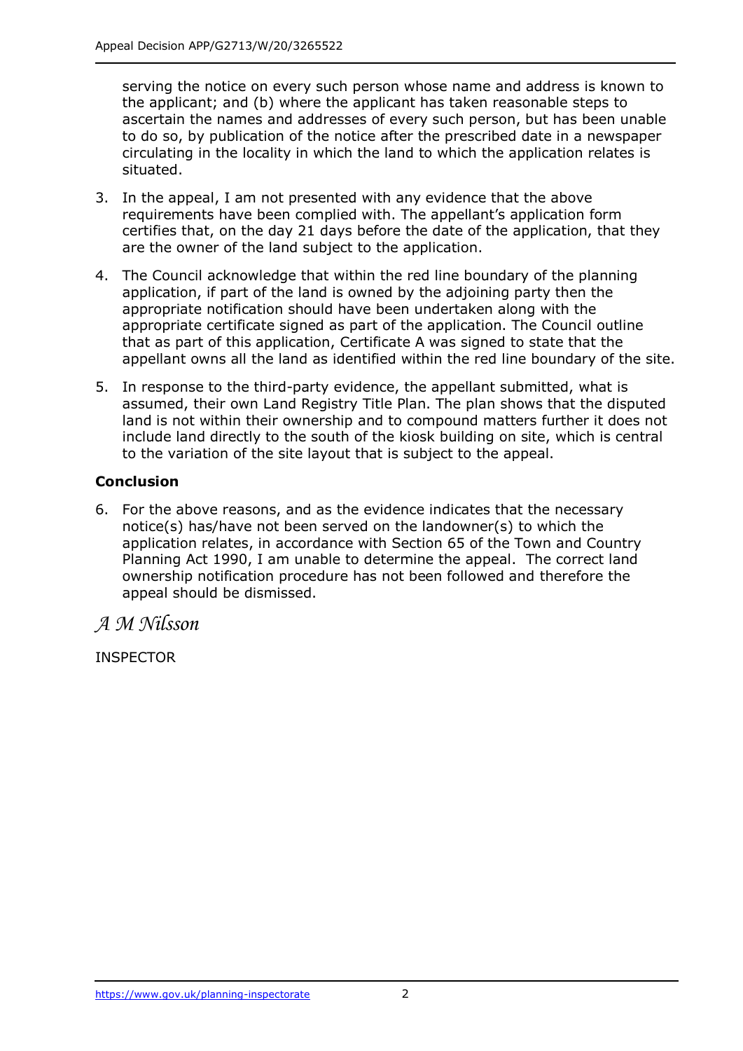serving the notice on every such person whose name and address is known to the applicant; and (b) where the applicant has taken reasonable steps to ascertain the names and addresses of every such person, but has been unable to do so, by publication of the notice after the prescribed date in a newspaper circulating in the locality in which the land to which the application relates is situated.

3. In the appeal, I am not presented with any evidence that the above requirements have been complied with. The appellant's application form certifies that, on the day 21 days before the date of the application, that they are the owner of the land subject to the application.

4. The Council acknowledge that within the red line boundary of the planning application, if part of the land is owned by the adjoining party then the appropriate notification should have been undertaken along with the appropriate certificate signed as part of the application. The Council outline that as part of this application, Certificate A was signed to state that the appellant owns all the land as identified within the red line boundary of the site.

5. In response to the third-party evidence, the appellant submitted, what is assumed, their own Land Registry Title Plan. The plan shows that the disputed land is not within their ownership and to compound matters further it does not include land directly to the south of the kiosk building on site, which is central to the variation of the site layout that is subject to the appeal.

**Conclusion**

6. For the above reasons, and as the evidence indicates that the necessary notice(s) has/have not been served on the landowner(s) to which the application relates, in accordance with Section 65 of the Town and Country Planning Act 1990, I am unable to determine the appeal. The correct land ownership notification procedure has not been followed and therefore the appeal should be dismissed.

*A M Nilsson*

INSPECTOR